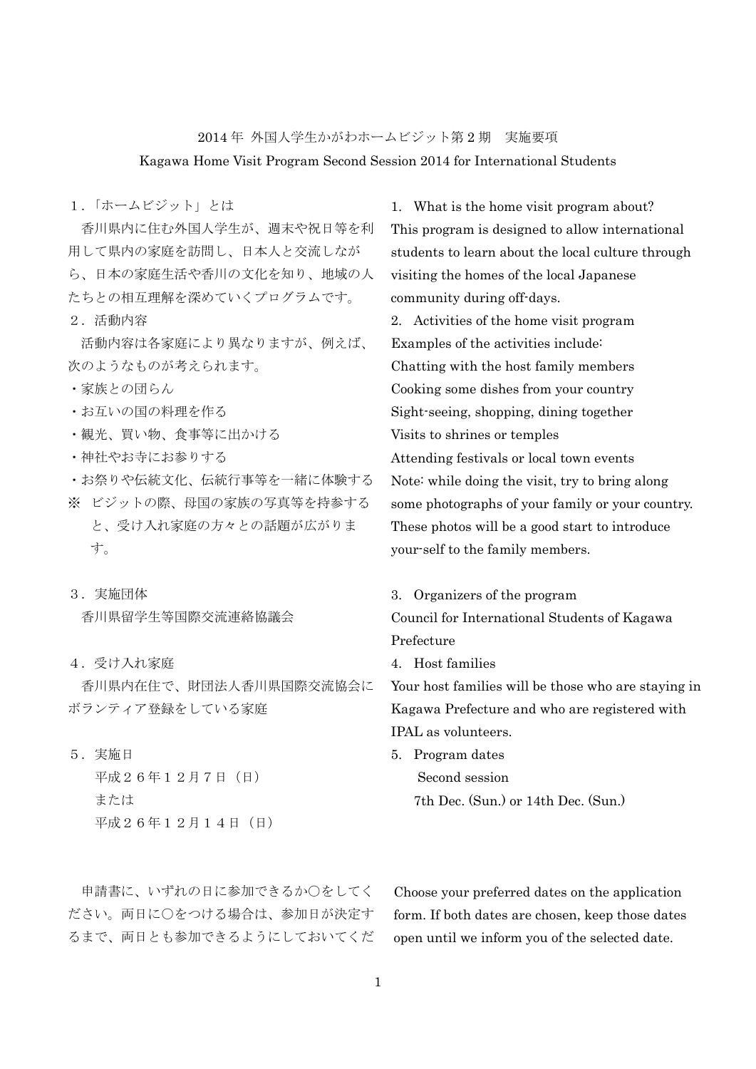# 2014 年 外国人学生かがわホームビジット第 2 期　実施要項

# Kagawa Home Visit Program Second Session 2014 for International Students

## １.「ホームビジット」とは

香川県内に住む外国人学生が、週末や祝日等を利用して県内の家庭を訪問し、日本人と交流しながら、日本の家庭生活や香川の文化を知り、地域の人たちとの相互理解を深めていくプログラムです。

## ２. 活動内容

活動内容は各家庭により異なりますが、例えば、次のようなものが考えられます。

- 家族との団らん
- お互いの国の料理を作る
- 観光、買い物、食事等に出かける
- 神社やお寺にお参りする
- お祭りや伝統文化、伝統行事等を一緒に体験する

※ ビジットの際、母国の家族の写真等を持参すると、受け入れ家庭の方々との話題が広がります。

## ３. 実施団体

香川県留学生等国際交流連絡協議会

## ４. 受け入れ家庭

香川県内在住で、財団法人香川県国際交流協会にボランティア登録をしている家庭

## ５. 実施日

平成２６年１２月７日（日）
または
平成２６年１２月１４日（日）

申請書に、いずれの日に参加できるか〇をしてください。両日に〇をつける場合は、参加日が決定するまで、両日とも参加できるようにしておいてくだ

## 1. What is the home visit program about?

This program is designed to allow international students to learn about the local culture through visiting the homes of the local Japanese community during off-days.

## 2. Activities of the home visit program

Examples of the activities include:

Chatting with the host family members
Cooking some dishes from your country
Sight-seeing, shopping, dining together
Visits to shrines or temples
Attending festivals or local town events

Note: while doing the visit, try to bring along some photographs of your family or your country. These photos will be a good start to introduce your-self to the family members.

## 3. Organizers of the program

Council for International Students of Kagawa Prefecture

## 4. Host families

Your host families will be those who are staying in Kagawa Prefecture and who are registered with IPAL as volunteers.

## 5. Program dates

Second session
7th Dec. (Sun.) or 14th Dec. (Sun.)

Choose your preferred dates on the application form. If both dates are chosen, keep those dates open until we inform you of the selected date.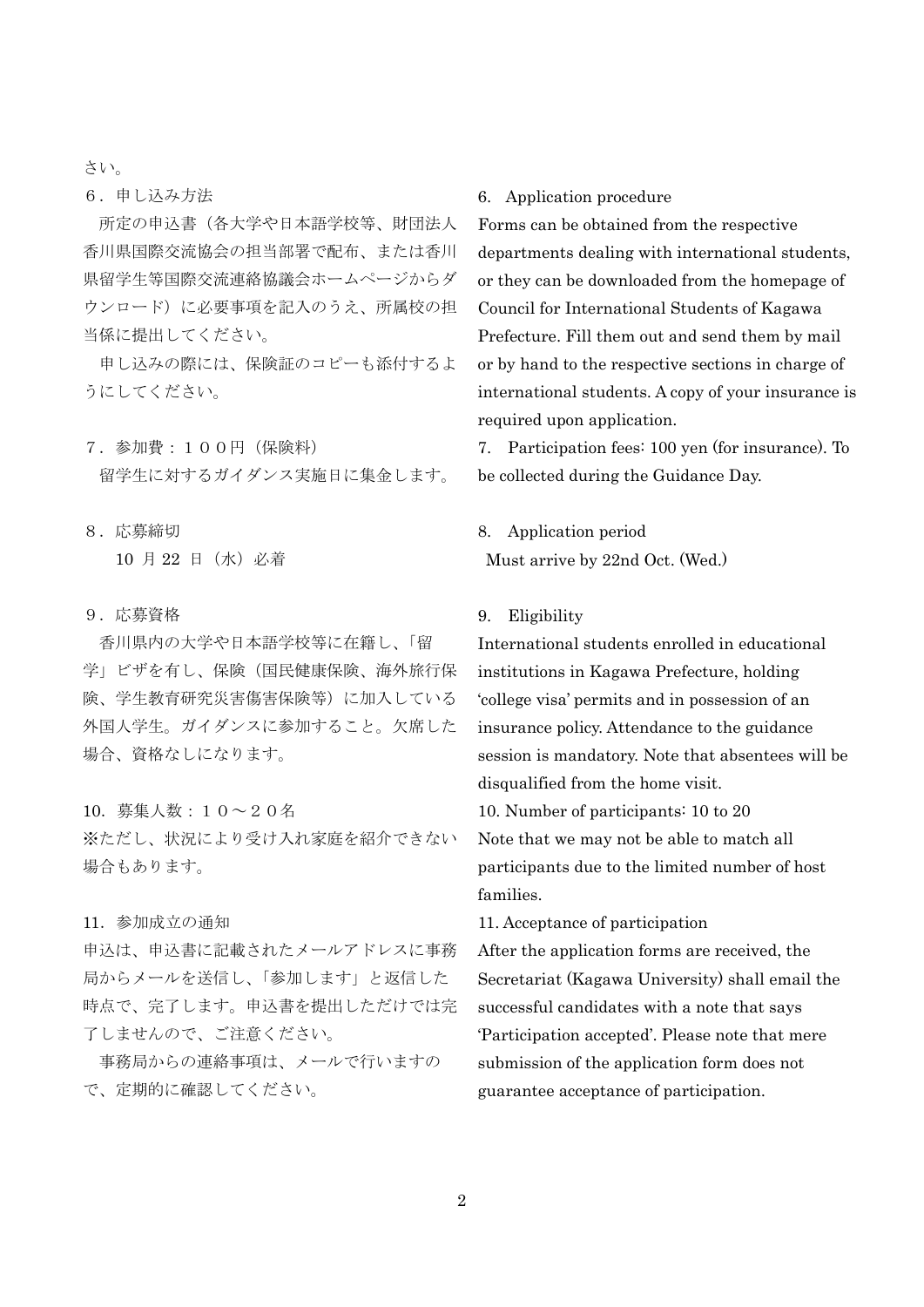さい。

６．申し込み方法

所定の申込書（各大学や日本語学校等、財団法人香川県国際交流協会の担当部署で配布、または香川県留学生等国際交流連絡協議会ホームページからダウンロード）に必要事項を記入のうえ、所属校の担当係に提出してください。

申し込みの際には、保険証のコピーも添付するようにしてください。

７．参加費：１００円（保険料）

留学生に対するガイダンス実施日に集金します。

８．応募締切

10 月 22 日（水）必着

９．応募資格

香川県内の大学や日本語学校等に在籍し、「留学」ビザを有し、保険（国民健康保険、海外旅行保険、学生教育研究災害傷害保険等）に加入している外国人学生。ガイダンスに参加すること。欠席した場合、資格なしになります。

10．募集人数：１０～２０名

※ただし、状況により受け入れ家庭を紹介できない場合もあります。

11．参加成立の通知

申込は、申込書に記載されたメールアドレスに事務局からメールを送信し、「参加します」と返信した時点で、完了します。申込書を提出しただけでは完了しませんので、ご注意ください。

事務局からの連絡事項は、メールで行いますので、定期的に確認してください。

6. Application procedure

Forms can be obtained from the respective departments dealing with international students, or they can be downloaded from the homepage of Council for International Students of Kagawa Prefecture. Fill them out and send them by mail or by hand to the respective sections in charge of international students. A copy of your insurance is required upon application.

7. Participation fees: 100 yen (for insurance). To be collected during the Guidance Day.

8. Application period

Must arrive by 22nd Oct. (Wed.)

9. Eligibility

International students enrolled in educational institutions in Kagawa Prefecture, holding 'college visa' permits and in possession of an insurance policy. Attendance to the guidance session is mandatory. Note that absentees will be disqualified from the home visit.

10. Number of participants: 10 to 20

Note that we may not be able to match all participants due to the limited number of host families.

11. Acceptance of participation

After the application forms are received, the Secretariat (Kagawa University) shall email the successful candidates with a note that says 'Participation accepted'. Please note that mere submission of the application form does not guarantee acceptance of participation.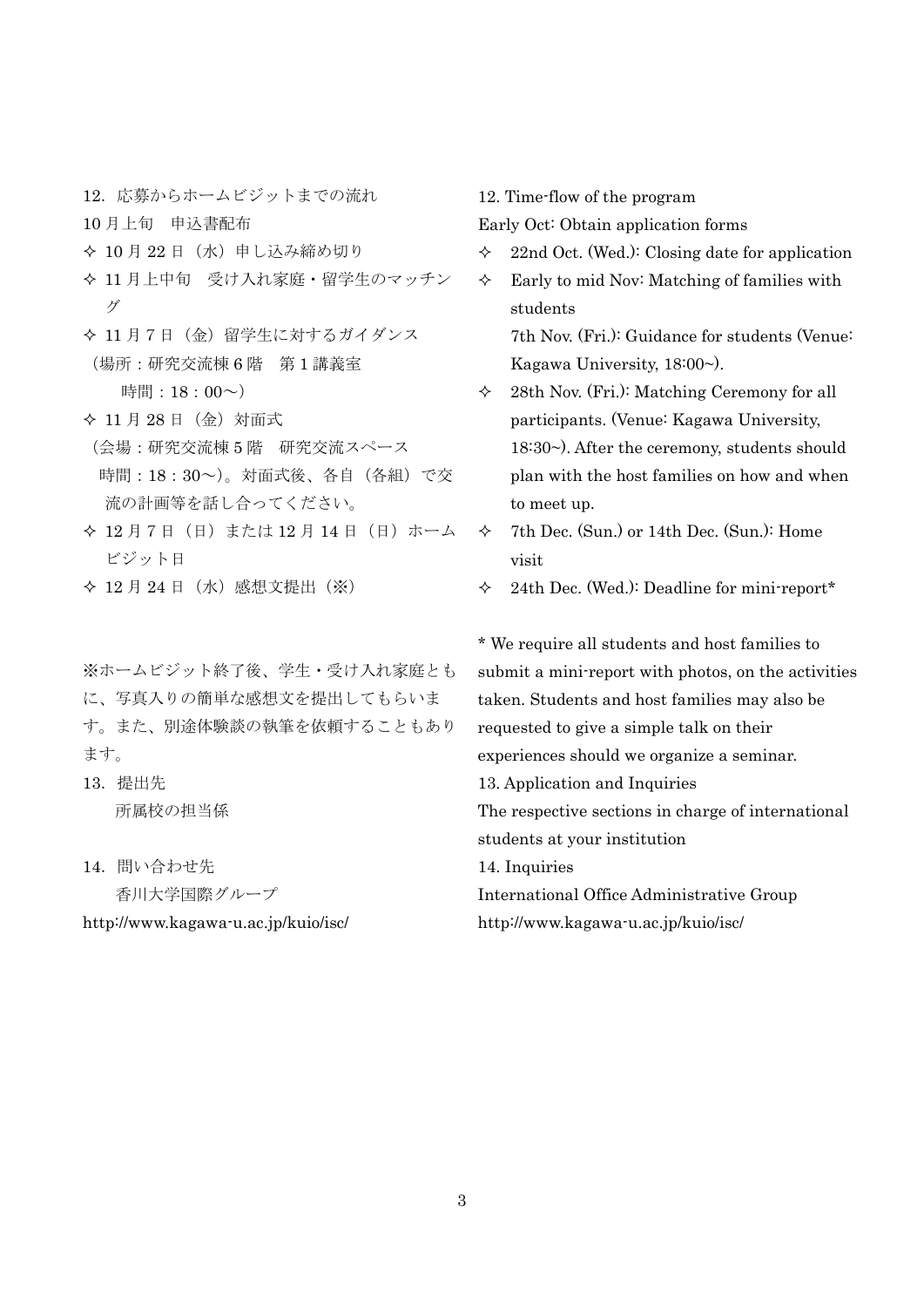12. 応募からホームビジット までの流れ

10 月上旬　申込書配布

- ✧ 10 月 22 日（水）申し込み締め切り
- ✧ 11 月上中旬　受け入れ家庭・留学生のマッチング
- ✧ 11 月 7 日（金）留学生に対するガイダンス（場所：研究交流棟 6 階　第 1 講義室　時間：18：00～）
- ✧ 11 月 28 日（金）対面式（会場：研究交流棟 5 階　研究交流スペース　時間：18：30～）。対面式後、各自（各組）で交流の計画等を話し合ってください。
- ✧ 12 月 7 日（日）または 12 月 14 日（日）ホームビジット日
- ✧ 12 月 24 日（水）感想文提出（※）

※ホームビジット終了後、学生・受け入れ家庭ともに、写真入りの簡単な感想文を提出してもらいます。また、別途体験談の執筆を依頼することもあります。

13. 提出先

所属校の担当係

14. 問い合わせ先

香川大学国際グループ

http://www.kagawa-u.ac.jp/kuio/isc/

12. Time-flow of the program

Early Oct: Obtain application forms

- ✧ 22nd Oct. (Wed.): Closing date for application
- ✧ Early to mid Nov: Matching of families with students
  7th Nov. (Fri.): Guidance for students (Venue: Kagawa University, 18:00~).
- ✧ 28th Nov. (Fri.): Matching Ceremony for all participants. (Venue: Kagawa University, 18:30~). After the ceremony, students should plan with the host families on how and when to meet up.
- ✧ 7th Dec. (Sun.) or 14th Dec. (Sun.): Home visit
- ✧ 24th Dec. (Wed.): Deadline for mini-report*

* We require all students and host families to submit a mini-report with photos, on the activities taken. Students and host families may also be requested to give a simple talk on their experiences should we organize a seminar.

13. Application and Inquiries

The respective sections in charge of international students at your institution

14. Inquiries

International Office Administrative Group

http://www.kagawa-u.ac.jp/kuio/isc/